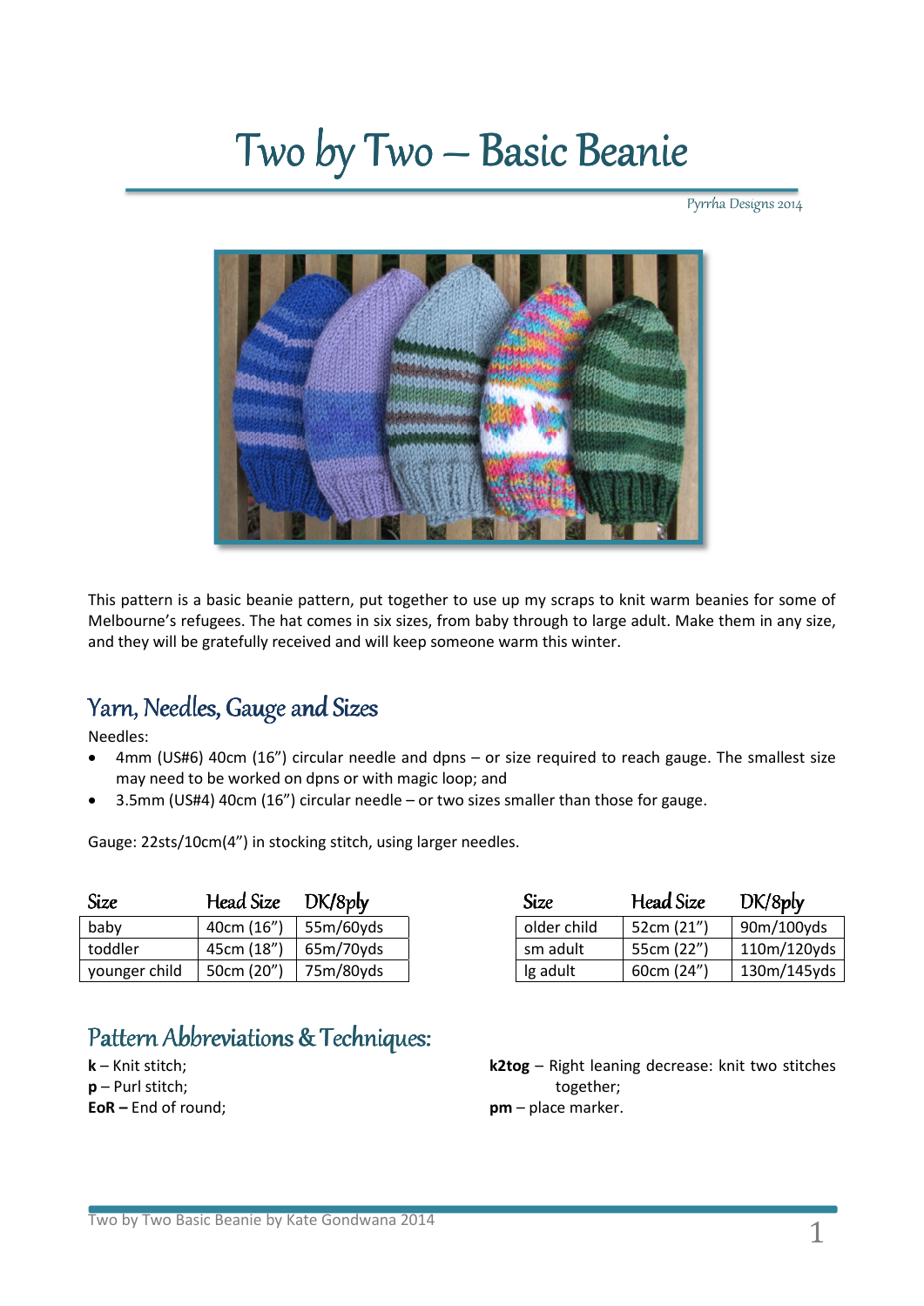# Two by Two – Basic Beanie

Pyrrha Designs 2014

This pattern is a basic beanie pattern, put together to use up my scraps to knit warm beanies for some of Melbourne's refugees. The hat comes in six sizes, from baby through to large adult. Make them in any size, and they will be gratefully received and will keep someone warm this winter.

## Yarn, Needles, Gauge and Sizes

Needles:

- 4mm (US#6) 40cm (16") circular needle and dpns – or size required to reach gauge. The smallest size may need to be worked on dpns or with magic loop; and
- 3.5mm (US#4) 40cm (16") circular needle – or two sizes smaller than those for gauge.

Gauge: 22sts/10cm(4") in stocking stitch, using larger needles.

| Size | Head Size | DK/8ply |
|---|---|---|
| baby | 40cm (16") | 55m/60yds |
| toddler | 45cm (18") | 65m/70yds |
| younger child | 50cm (20") | 75m/80yds |
| older child | 52cm (21") | 90m/100yds |
| sm adult | 55cm (22") | 110m/120yds |
| lg adult | 60cm (24") | 130m/145yds |

## Pattern Abbreviations & Techniques:

**k** – Knit stitch;
**p** – Purl stitch;
**EoR –** End of round;
**k2tog** – Right leaning decrease: knit two stitches together;
**pm** – place marker.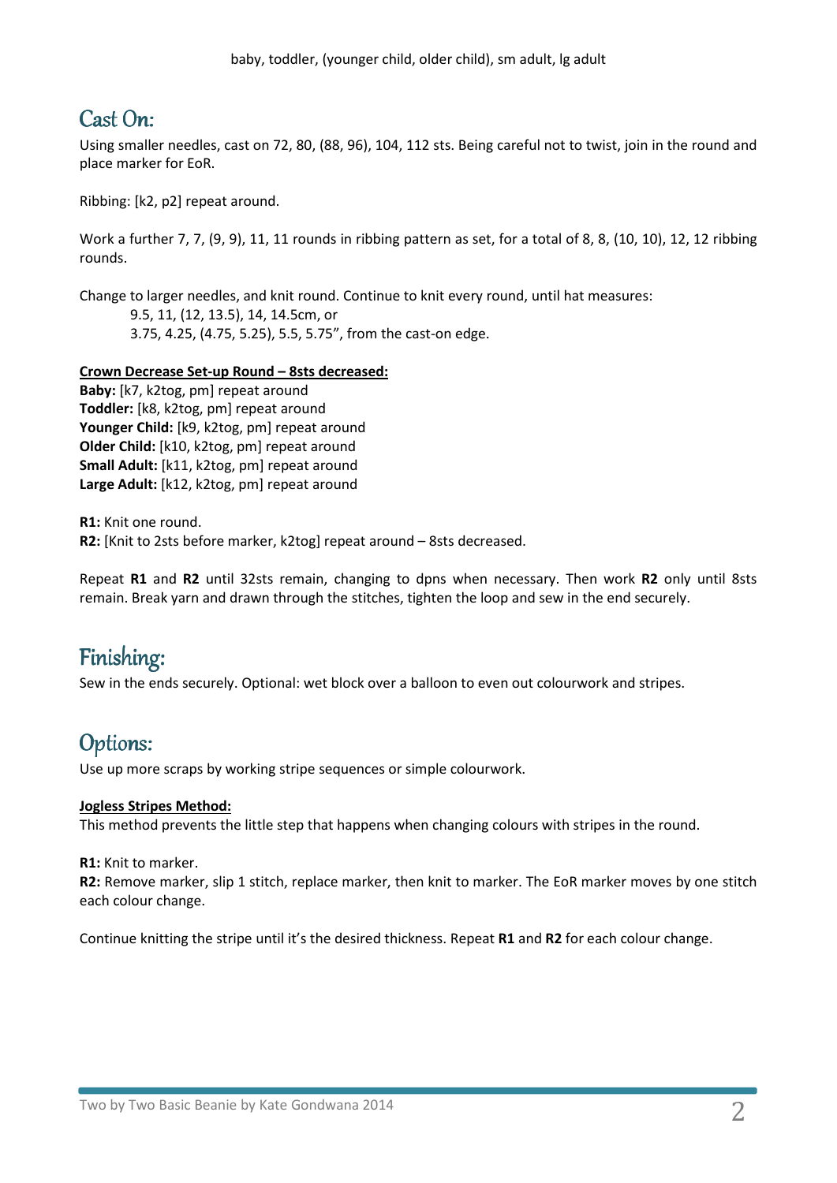baby, toddler, (younger child, older child), sm adult, lg adult

## Cast On:

Using smaller needles, cast on 72, 80, (88, 96), 104, 112 sts. Being careful not to twist, join in the round and place marker for EoR.

Ribbing: [k2, p2] repeat around.

Work a further 7, 7, (9, 9), 11, 11 rounds in ribbing pattern as set, for a total of 8, 8, (10, 10), 12, 12 ribbing rounds.

Change to larger needles, and knit round. Continue to knit every round, until hat measures:

9.5, 11, (12, 13.5), 14, 14.5cm, or
3.75, 4.25, (4.75, 5.25), 5.5, 5.75", from the cast-on edge.

**Crown Decrease Set-up Round – 8sts decreased:**
**Baby:** [k7, k2tog, pm] repeat around
**Toddler:** [k8, k2tog, pm] repeat around
**Younger Child:** [k9, k2tog, pm] repeat around
**Older Child:** [k10, k2tog, pm] repeat around
**Small Adult:** [k11, k2tog, pm] repeat around
**Large Adult:** [k12, k2tog, pm] repeat around

**R1:** Knit one round.
**R2:** [Knit to 2sts before marker, k2tog] repeat around – 8sts decreased.

Repeat **R1** and **R2** until 32sts remain, changing to dpns when necessary. Then work **R2** only until 8sts remain. Break yarn and drawn through the stitches, tighten the loop and sew in the end securely.

## Finishing:

Sew in the ends securely. Optional: wet block over a balloon to even out colourwork and stripes.

## Options:

Use up more scraps by working stripe sequences or simple colourwork.

**Jogless Stripes Method:**
This method prevents the little step that happens when changing colours with stripes in the round.

**R1:** Knit to marker.
**R2:** Remove marker, slip 1 stitch, replace marker, then knit to marker. The EoR marker moves by one stitch each colour change.

Continue knitting the stripe until it's the desired thickness. Repeat **R1** and **R2** for each colour change.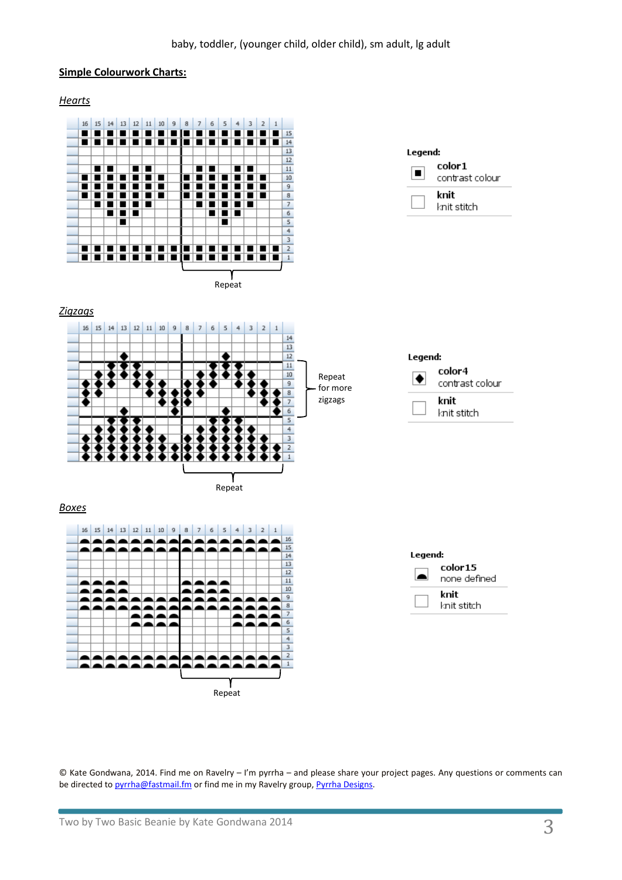baby, toddler, (younger child, older child), sm adult, lg adult

**Simple Colourwork Charts:**

*Hearts*

16 15 14 13 12 11 10 9 8 7 6 5 4 3 2 1

15 14 13 12 11 10 9 8 7 6 5 4 3 2 1

Repeat

**Legend:**

**color1**
contrast colour

**knit**
knit stitch

*Zigzags*

16 15 14 13 12 11 10 9 8 7 6 5 4 3 2 1

14 13 12 11 10 9 8 7 6 5 4 3 2 1

Repeat for more zigzags

Repeat

**Legend:**

**color4**
contrast colour

**knit**
knit stitch

*Boxes*

16 15 14 13 12 11 10 9 8 7 6 5 4 3 2 1

16 15 14 13 12 11 10 9 8 7 6 5 4 3 2 1

Repeat

**Legend:**

**color15**
none defined

**knit**
knit stitch

© Kate Gondwana, 2014. Find me on Ravelry – I'm pyrrha – and please share your project pages. Any questions or comments can be directed to pyrrha@fastmail.fm or find me in my Ravelry group, Pyrrha Designs.